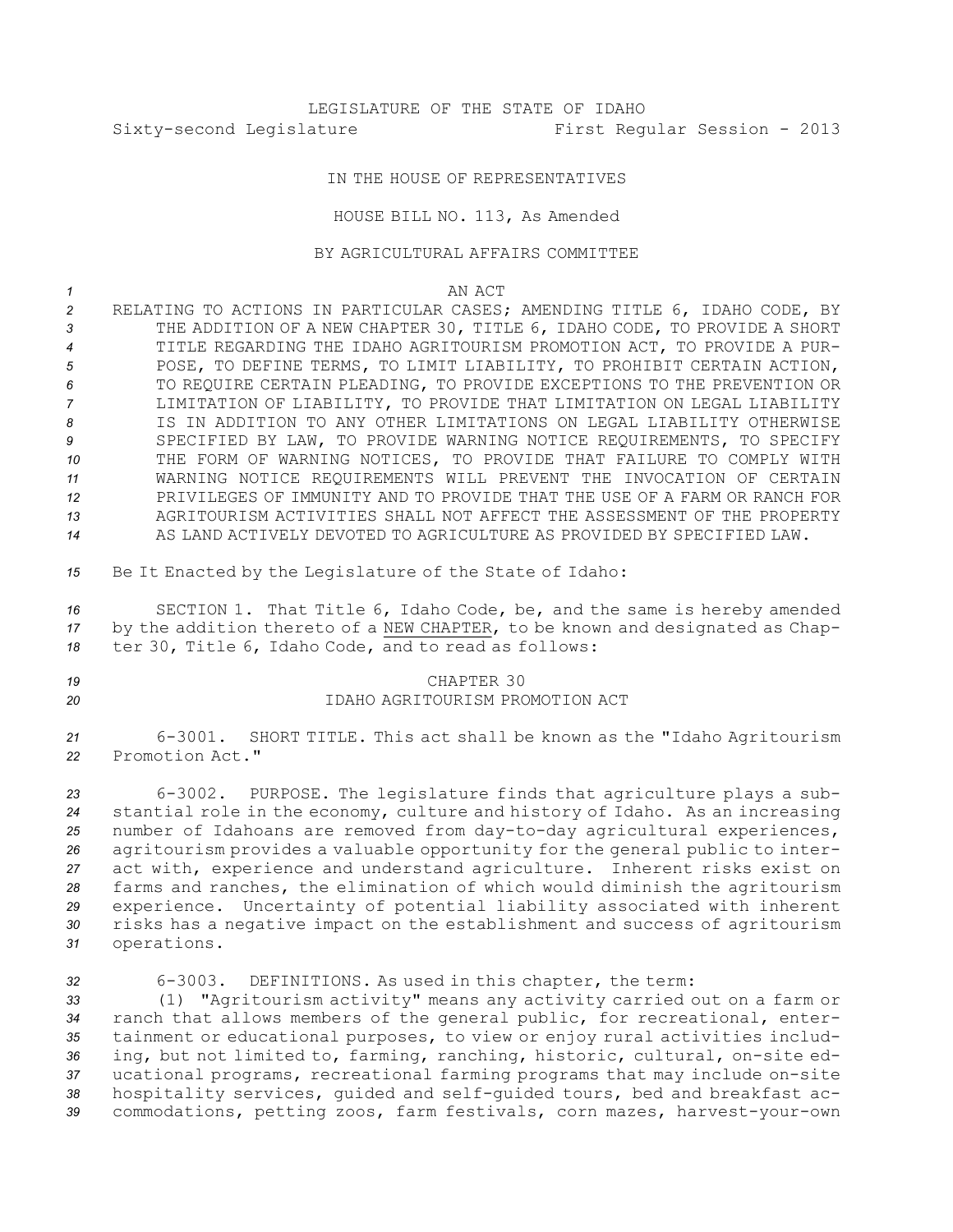LEGISLATURE OF THE STATE OF IDAHO

Sixty-second Legislature First Regular Session - 2013

IN THE HOUSE OF REPRESENTATIVES

HOUSE BILL NO. 113, As Amended

BY AGRICULTURAL AFFAIRS COMMITTEE

AN ACT

RELATING TO ACTIONS IN PARTICULAR CASES; AMENDING TITLE 6, IDAHO CODE, BY THE ADDITION OF A NEW CHAPTER 30, TITLE 6, IDAHO CODE, TO PROVIDE A SHORT TITLE REGARDING THE IDAHO AGRITOURISM PROMOTION ACT, TO PROVIDE A PURPOSE, TO DEFINE TERMS, TO LIMIT LIABILITY, TO PROHIBIT CERTAIN ACTION, TO REQUIRE CERTAIN PLEADING, TO PROVIDE EXCEPTIONS TO THE PREVENTION OR LIMITATION OF LIABILITY, TO PROVIDE THAT LIMITATION ON LEGAL LIABILITY IS IN ADDITION TO ANY OTHER LIMITATIONS ON LEGAL LIABILITY OTHERWISE SPECIFIED BY LAW, TO PROVIDE WARNING NOTICE REQUIREMENTS, TO SPECIFY THE FORM OF WARNING NOTICES, TO PROVIDE THAT FAILURE TO COMPLY WITH WARNING NOTICE REQUIREMENTS WILL PREVENT THE INVOCATION OF CERTAIN PRIVILEGES OF IMMUNITY AND TO PROVIDE THAT THE USE OF A FARM OR RANCH FOR AGRITOURISM ACTIVITIES SHALL NOT AFFECT THE ASSESSMENT OF THE PROPERTY AS LAND ACTIVELY DEVOTED TO AGRICULTURE AS PROVIDED BY SPECIFIED LAW.

Be It Enacted by the Legislature of the State of Idaho:

SECTION 1. That Title 6, Idaho Code, be, and the same is hereby amended by the addition thereto of a NEW CHAPTER, to be known and designated as Chapter 30, Title 6, Idaho Code, and to read as follows:

CHAPTER 30
IDAHO AGRITOURISM PROMOTION ACT

6-3001. SHORT TITLE. This act shall be known as the "Idaho Agritourism Promotion Act."

6-3002. PURPOSE. The legislature finds that agriculture plays a substantial role in the economy, culture and history of Idaho. As an increasing number of Idahoans are removed from day-to-day agricultural experiences, agritourism provides a valuable opportunity for the general public to interact with, experience and understand agriculture. Inherent risks exist on farms and ranches, the elimination of which would diminish the agritourism experience. Uncertainty of potential liability associated with inherent risks has a negative impact on the establishment and success of agritourism operations.

6-3003. DEFINITIONS. As used in this chapter, the term:

(1) "Agritourism activity" means any activity carried out on a farm or ranch that allows members of the general public, for recreational, entertainment or educational purposes, to view or enjoy rural activities including, but not limited to, farming, ranching, historic, cultural, on-site educational programs, recreational farming programs that may include on-site hospitality services, guided and self-guided tours, bed and breakfast accommodations, petting zoos, farm festivals, corn mazes, harvest-your-own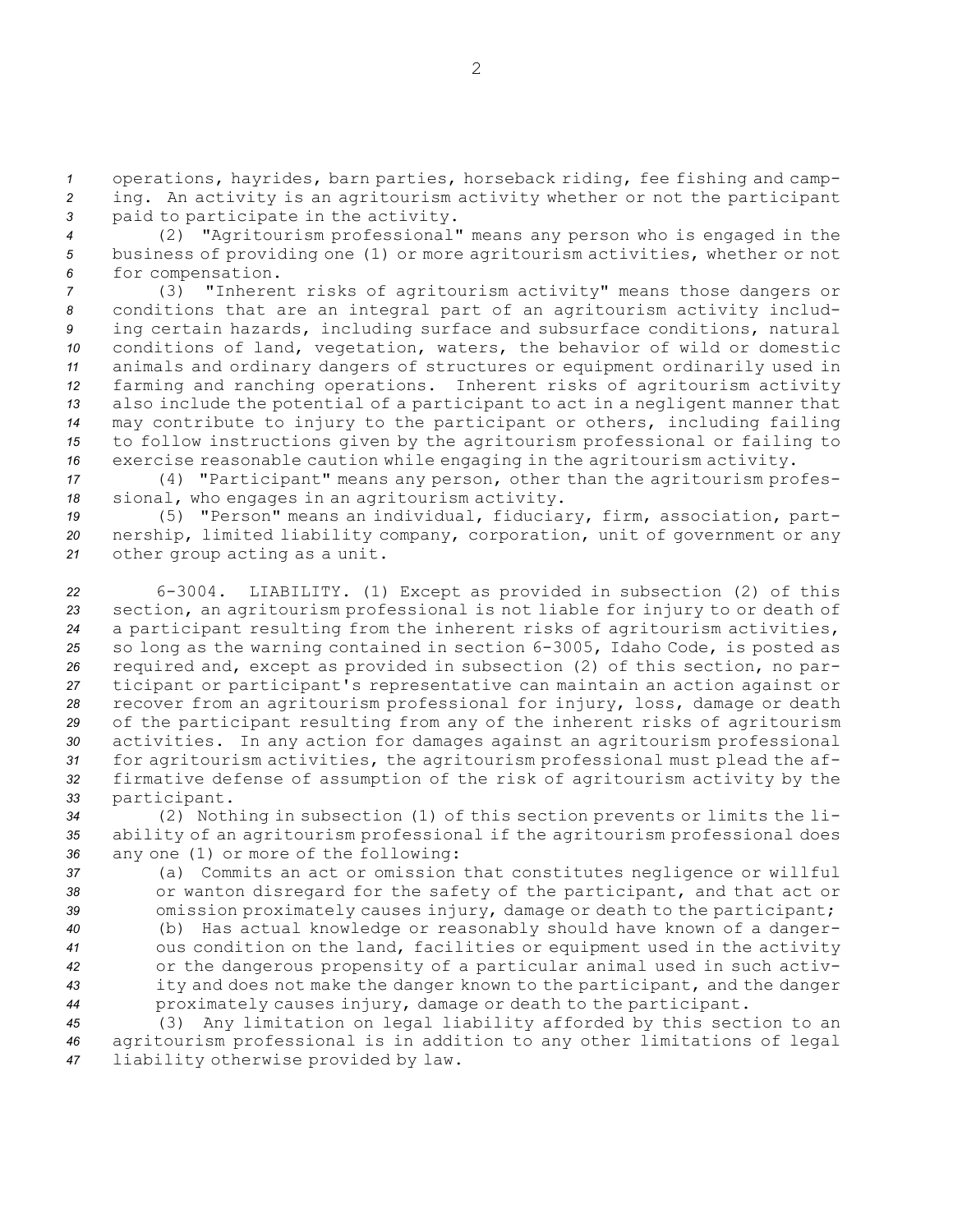operations, hayrides, barn parties, horseback riding, fee fishing and camping. An activity is an agritourism activity whether or not the participant paid to participate in the activity.

(2) "Agritourism professional" means any person who is engaged in the business of providing one (1) or more agritourism activities, whether or not for compensation.

(3) "Inherent risks of agritourism activity" means those dangers or conditions that are an integral part of an agritourism activity including certain hazards, including surface and subsurface conditions, natural conditions of land, vegetation, waters, the behavior of wild or domestic animals and ordinary dangers of structures or equipment ordinarily used in farming and ranching operations. Inherent risks of agritourism activity also include the potential of a participant to act in a negligent manner that may contribute to injury to the participant or others, including failing to follow instructions given by the agritourism professional or failing to exercise reasonable caution while engaging in the agritourism activity.

(4) "Participant" means any person, other than the agritourism professional, who engages in an agritourism activity.

(5) "Person" means an individual, fiduciary, firm, association, partnership, limited liability company, corporation, unit of government or any other group acting as a unit.

6-3004. LIABILITY. (1) Except as provided in subsection (2) of this section, an agritourism professional is not liable for injury to or death of a participant resulting from the inherent risks of agritourism activities, so long as the warning contained in section 6-3005, Idaho Code, is posted as required and, except as provided in subsection (2) of this section, no participant or participant's representative can maintain an action against or recover from an agritourism professional for injury, loss, damage or death of the participant resulting from any of the inherent risks of agritourism activities. In any action for damages against an agritourism professional for agritourism activities, the agritourism professional must plead the affirmative defense of assumption of the risk of agritourism activity by the participant.

(2) Nothing in subsection (1) of this section prevents or limits the liability of an agritourism professional if the agritourism professional does any one (1) or more of the following:

(a) Commits an act or omission that constitutes negligence or willful or wanton disregard for the safety of the participant, and that act or omission proximately causes injury, damage or death to the participant;

(b) Has actual knowledge or reasonably should have known of a dangerous condition on the land, facilities or equipment used in the activity or the dangerous propensity of a particular animal used in such activity and does not make the danger known to the participant, and the danger proximately causes injury, damage or death to the participant.

(3) Any limitation on legal liability afforded by this section to an agritourism professional is in addition to any other limitations of legal liability otherwise provided by law.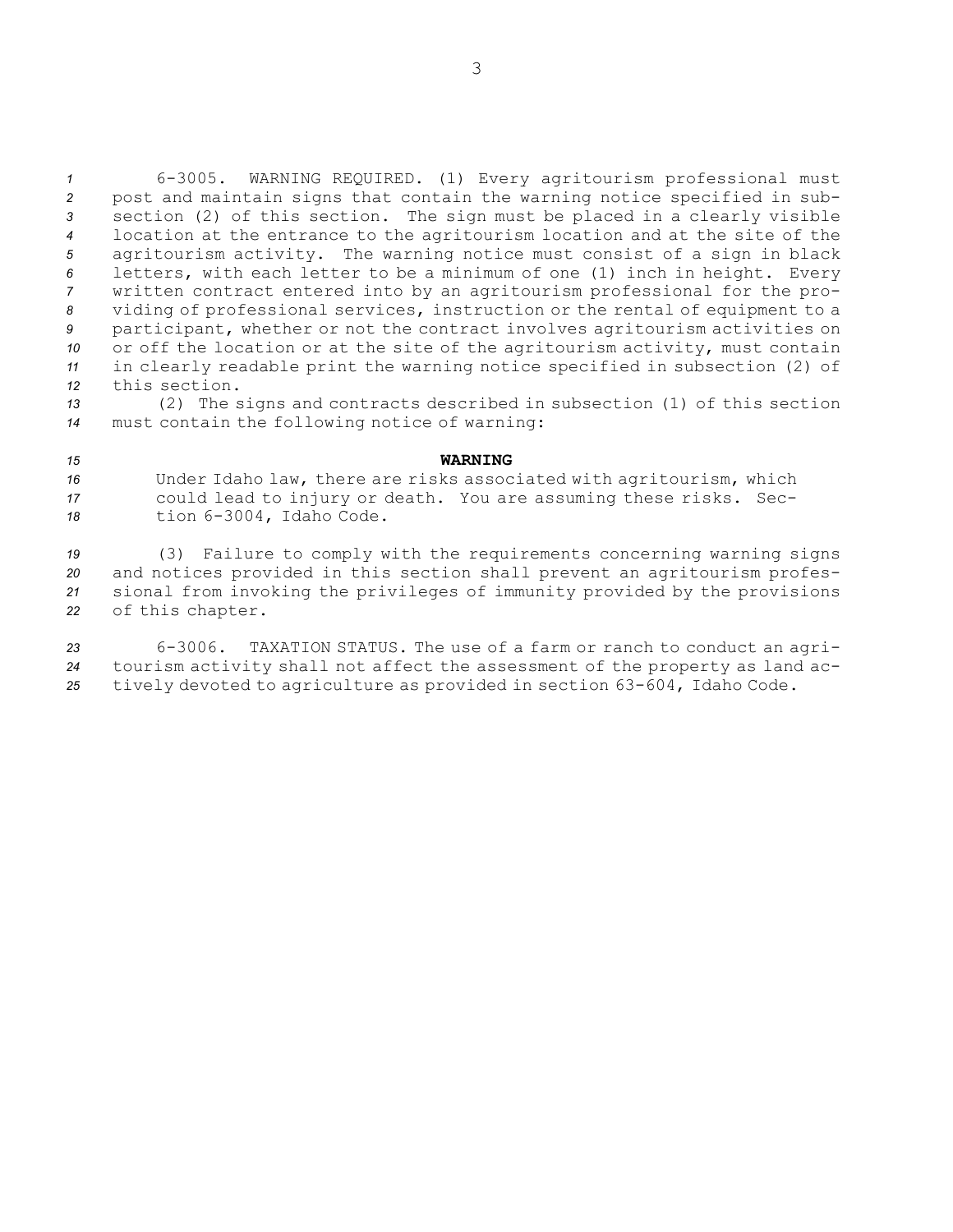6-3005. WARNING REQUIRED. (1) Every agritourism professional must post and maintain signs that contain the warning notice specified in subsection (2) of this section. The sign must be placed in a clearly visible location at the entrance to the agritourism location and at the site of the agritourism activity. The warning notice must consist of a sign in black letters, with each letter to be a minimum of one (1) inch in height. Every written contract entered into by an agritourism professional for the providing of professional services, instruction or the rental of equipment to a participant, whether or not the contract involves agritourism activities on or off the location or at the site of the agritourism activity, must contain in clearly readable print the warning notice specified in subsection (2) of this section.

(2) The signs and contracts described in subsection (1) of this section must contain the following notice of warning:

**WARNING**

Under Idaho law, there are risks associated with agritourism, which could lead to injury or death. You are assuming these risks. Section 6-3004, Idaho Code.

(3) Failure to comply with the requirements concerning warning signs and notices provided in this section shall prevent an agritourism professional from invoking the privileges of immunity provided by the provisions of this chapter.

6-3006. TAXATION STATUS. The use of a farm or ranch to conduct an agritourism activity shall not affect the assessment of the property as land actively devoted to agriculture as provided in section 63-604, Idaho Code.